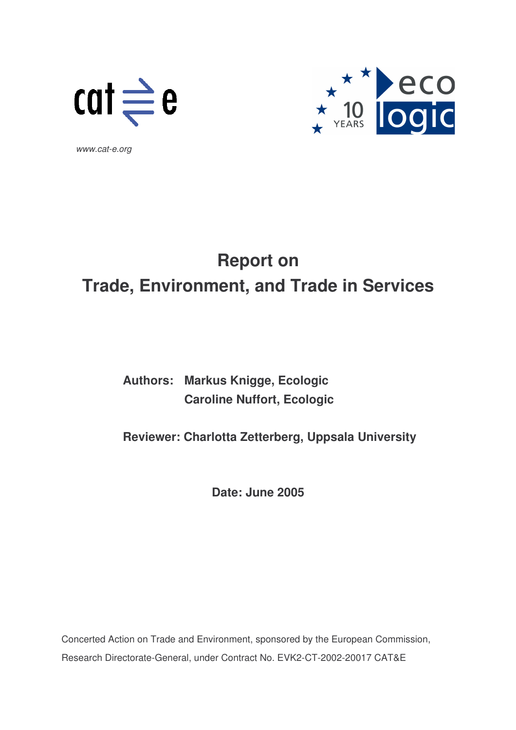www.cat-e.org

# Report on Trade, Environment, and Trade in Services

**Authors: Markus Knigge, Ecologic**
**Caroline Nuffort, Ecologic**

**Reviewer: Charlotta Zetterberg, Uppsala University**

**Date: June 2005**

Concerted Action on Trade and Environment, sponsored by the European Commission, Research Directorate-General, under Contract No. EVK2-CT-2002-20017 CAT&E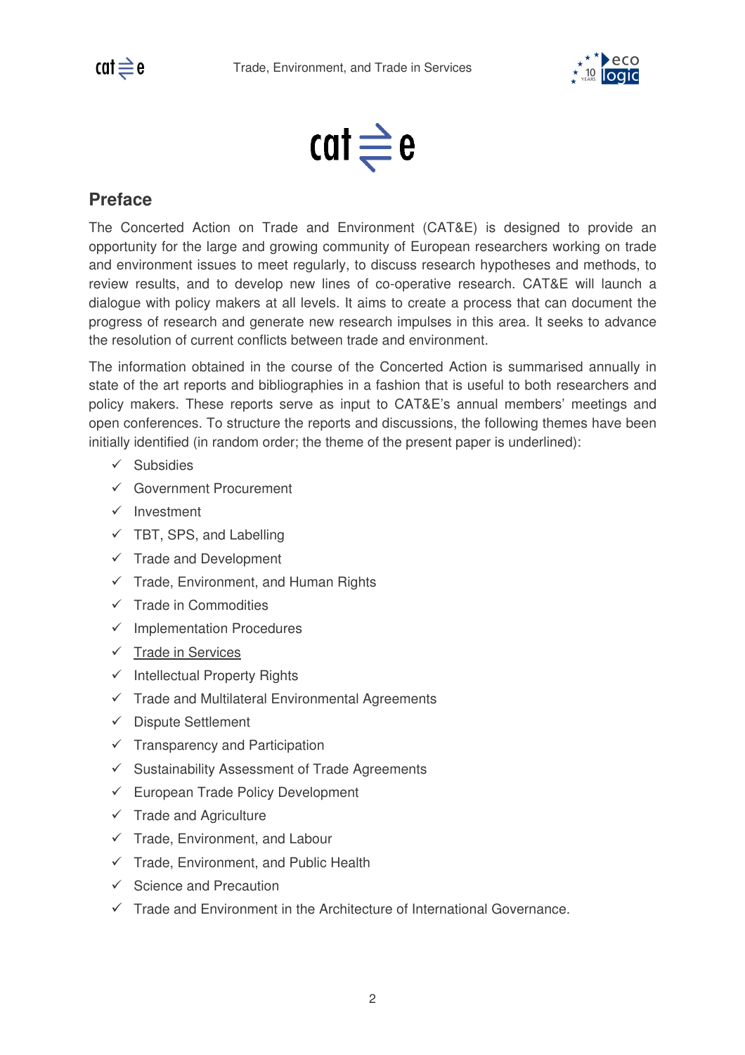## Preface

The Concerted Action on Trade and Environment (CAT&E) is designed to provide an opportunity for the large and growing community of European researchers working on trade and environment issues to meet regularly, to discuss research hypotheses and methods, to review results, and to develop new lines of co-operative research. CAT&E will launch a dialogue with policy makers at all levels. It aims to create a process that can document the progress of research and generate new research impulses in this area. It seeks to advance the resolution of current conflicts between trade and environment.

The information obtained in the course of the Concerted Action is summarised annually in state of the art reports and bibliographies in a fashion that is useful to both researchers and policy makers. These reports serve as input to CAT&E's annual members' meetings and open conferences. To structure the reports and discussions, the following themes have been initially identified (in random order; the theme of the present paper is underlined):

- ✓ Subsidies
- ✓ Government Procurement
- ✓ Investment
- ✓ TBT, SPS, and Labelling
- ✓ Trade and Development
- ✓ Trade, Environment, and Human Rights
- ✓ Trade in Commodities
- ✓ Implementation Procedures
- ✓ <u>Trade in Services</u>
- ✓ Intellectual Property Rights
- ✓ Trade and Multilateral Environmental Agreements
- ✓ Dispute Settlement
- ✓ Transparency and Participation
- ✓ Sustainability Assessment of Trade Agreements
- ✓ European Trade Policy Development
- ✓ Trade and Agriculture
- ✓ Trade, Environment, and Labour
- ✓ Trade, Environment, and Public Health
- ✓ Science and Precaution
- ✓ Trade and Environment in the Architecture of International Governance.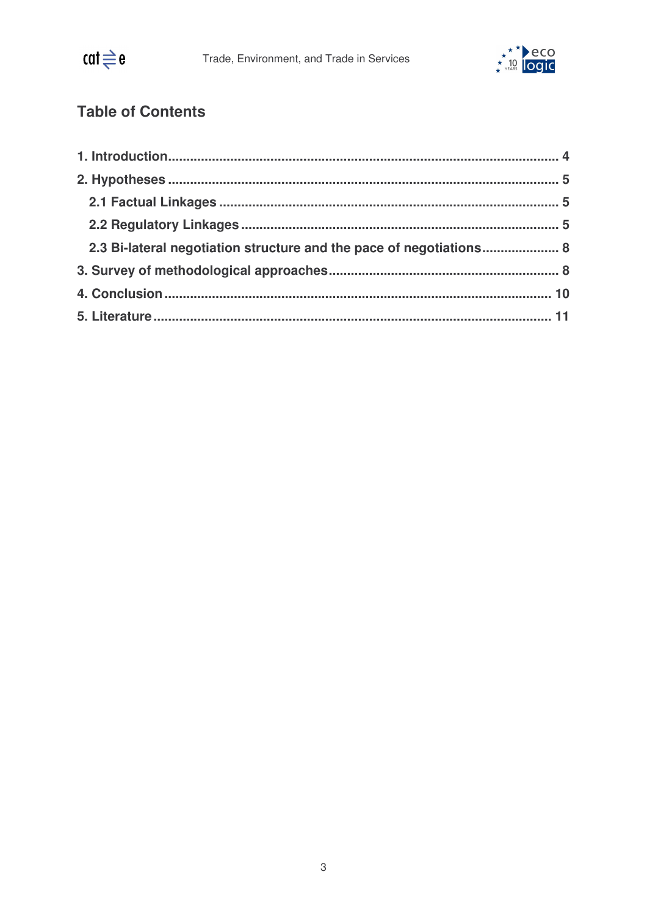## Table of Contents

1. Introduction .......... 4
2. Hypotheses .......... 5
   - 2.1 Factual Linkages .......... 5
   - 2.2 Regulatory Linkages .......... 5
   - 2.3 Bi-lateral negotiation structure and the pace of negotiations .......... 8
3. Survey of methodological approaches .......... 8
4. Conclusion .......... 10
5. Literature .......... 11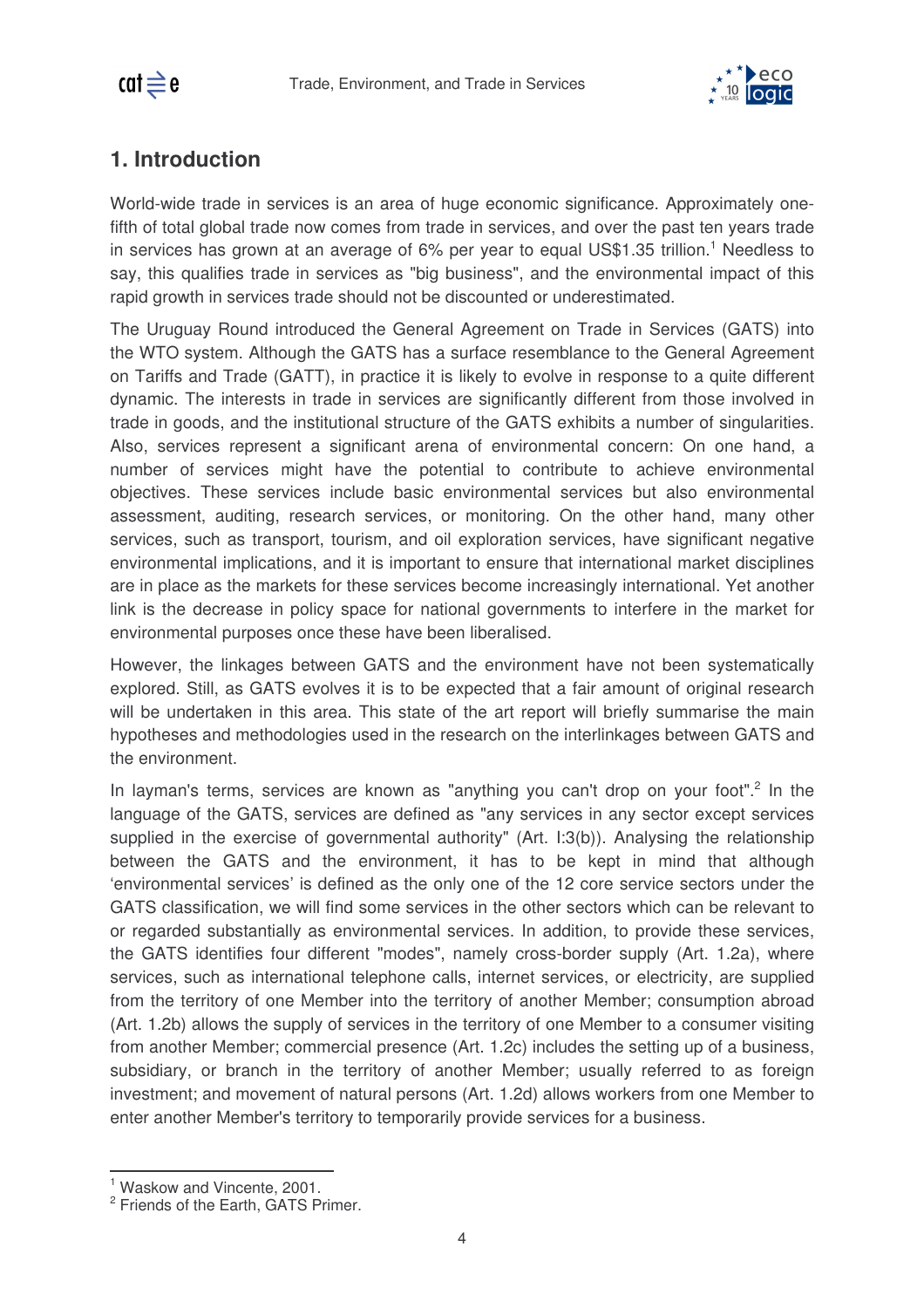## 1. Introduction

World-wide trade in services is an area of huge economic significance. Approximately one-fifth of total global trade now comes from trade in services, and over the past ten years trade in services has grown at an average of 6% per year to equal US$1.35 trillion.[1] Needless to say, this qualifies trade in services as "big business", and the environmental impact of this rapid growth in services trade should not be discounted or underestimated.

The Uruguay Round introduced the General Agreement on Trade in Services (GATS) into the WTO system. Although the GATS has a surface resemblance to the General Agreement on Tariffs and Trade (GATT), in practice it is likely to evolve in response to a quite different dynamic. The interests in trade in services are significantly different from those involved in trade in goods, and the institutional structure of the GATS exhibits a number of singularities. Also, services represent a significant arena of environmental concern: On one hand, a number of services might have the potential to contribute to achieve environmental objectives. These services include basic environmental services but also environmental assessment, auditing, research services, or monitoring. On the other hand, many other services, such as transport, tourism, and oil exploration services, have significant negative environmental implications, and it is important to ensure that international market disciplines are in place as the markets for these services become increasingly international. Yet another link is the decrease in policy space for national governments to interfere in the market for environmental purposes once these have been liberalised.

However, the linkages between GATS and the environment have not been systematically explored. Still, as GATS evolves it is to be expected that a fair amount of original research will be undertaken in this area. This state of the art report will briefly summarise the main hypotheses and methodologies used in the research on the interlinkages between GATS and the environment.

In layman's terms, services are known as "anything you can't drop on your foot".[2] In the language of the GATS, services are defined as "any services in any sector except services supplied in the exercise of governmental authority" (Art. I:3(b)). Analysing the relationship between the GATS and the environment, it has to be kept in mind that although 'environmental services' is defined as the only one of the 12 core service sectors under the GATS classification, we will find some services in the other sectors which can be relevant to or regarded substantially as environmental services. In addition, to provide these services, the GATS identifies four different "modes", namely cross-border supply (Art. 1.2a), where services, such as international telephone calls, internet services, or electricity, are supplied from the territory of one Member into the territory of another Member; consumption abroad (Art. 1.2b) allows the supply of services in the territory of one Member to a consumer visiting from another Member; commercial presence (Art. 1.2c) includes the setting up of a business, subsidiary, or branch in the territory of another Member; usually referred to as foreign investment; and movement of natural persons (Art. 1.2d) allows workers from one Member to enter another Member's territory to temporarily provide services for a business.

---

[1] Waskow and Vincente, 2001.

[2] Friends of the Earth, GATS Primer.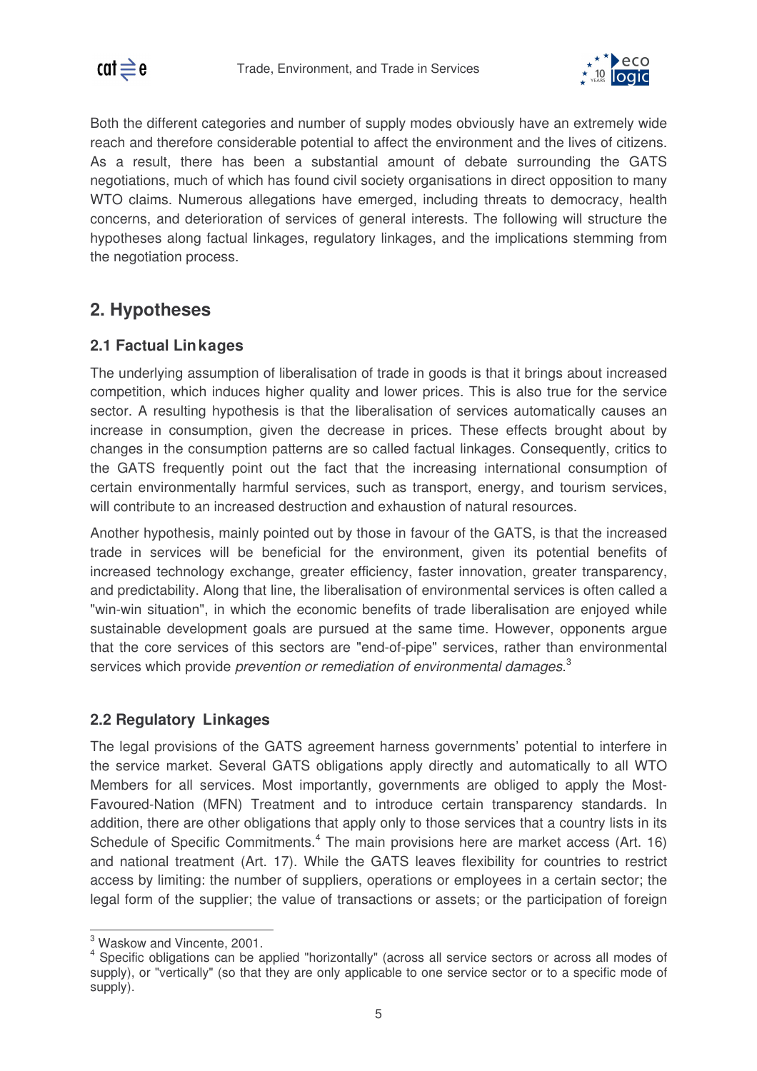Both the different categories and number of supply modes obviously have an extremely wide reach and therefore considerable potential to affect the environment and the lives of citizens. As a result, there has been a substantial amount of debate surrounding the GATS negotiations, much of which has found civil society organisations in direct opposition to many WTO claims. Numerous allegations have emerged, including threats to democracy, health concerns, and deterioration of services of general interests. The following will structure the hypotheses along factual linkages, regulatory linkages, and the implications stemming from the negotiation process.

## 2. Hypotheses

### 2.1 Factual Linkages

The underlying assumption of liberalisation of trade in goods is that it brings about increased competition, which induces higher quality and lower prices. This is also true for the service sector. A resulting hypothesis is that the liberalisation of services automatically causes an increase in consumption, given the decrease in prices. These effects brought about by changes in the consumption patterns are so called factual linkages. Consequently, critics to the GATS frequently point out the fact that the increasing international consumption of certain environmentally harmful services, such as transport, energy, and tourism services, will contribute to an increased destruction and exhaustion of natural resources.

Another hypothesis, mainly pointed out by those in favour of the GATS, is that the increased trade in services will be beneficial for the environment, given its potential benefits of increased technology exchange, greater efficiency, faster innovation, greater transparency, and predictability. Along that line, the liberalisation of environmental services is often called a "win-win situation", in which the economic benefits of trade liberalisation are enjoyed while sustainable development goals are pursued at the same time. However, opponents argue that the core services of this sectors are "end-of-pipe" services, rather than environmental services which provide *prevention or remediation of environmental damages*.[3]

### 2.2 Regulatory Linkages

The legal provisions of the GATS agreement harness governments' potential to interfere in the service market. Several GATS obligations apply directly and automatically to all WTO Members for all services. Most importantly, governments are obliged to apply the Most-Favoured-Nation (MFN) Treatment and to introduce certain transparency standards. In addition, there are other obligations that apply only to those services that a country lists in its Schedule of Specific Commitments.[4] The main provisions here are market access (Art. 16) and national treatment (Art. 17). While the GATS leaves flexibility for countries to restrict access by limiting: the number of suppliers, operations or employees in a certain sector; the legal form of the supplier; the value of transactions or assets; or the participation of foreign

---

[3] Waskow and Vincente, 2001.

[4] Specific obligations can be applied "horizontally" (across all service sectors or across all modes of supply), or "vertically" (so that they are only applicable to one service sector or to a specific mode of supply).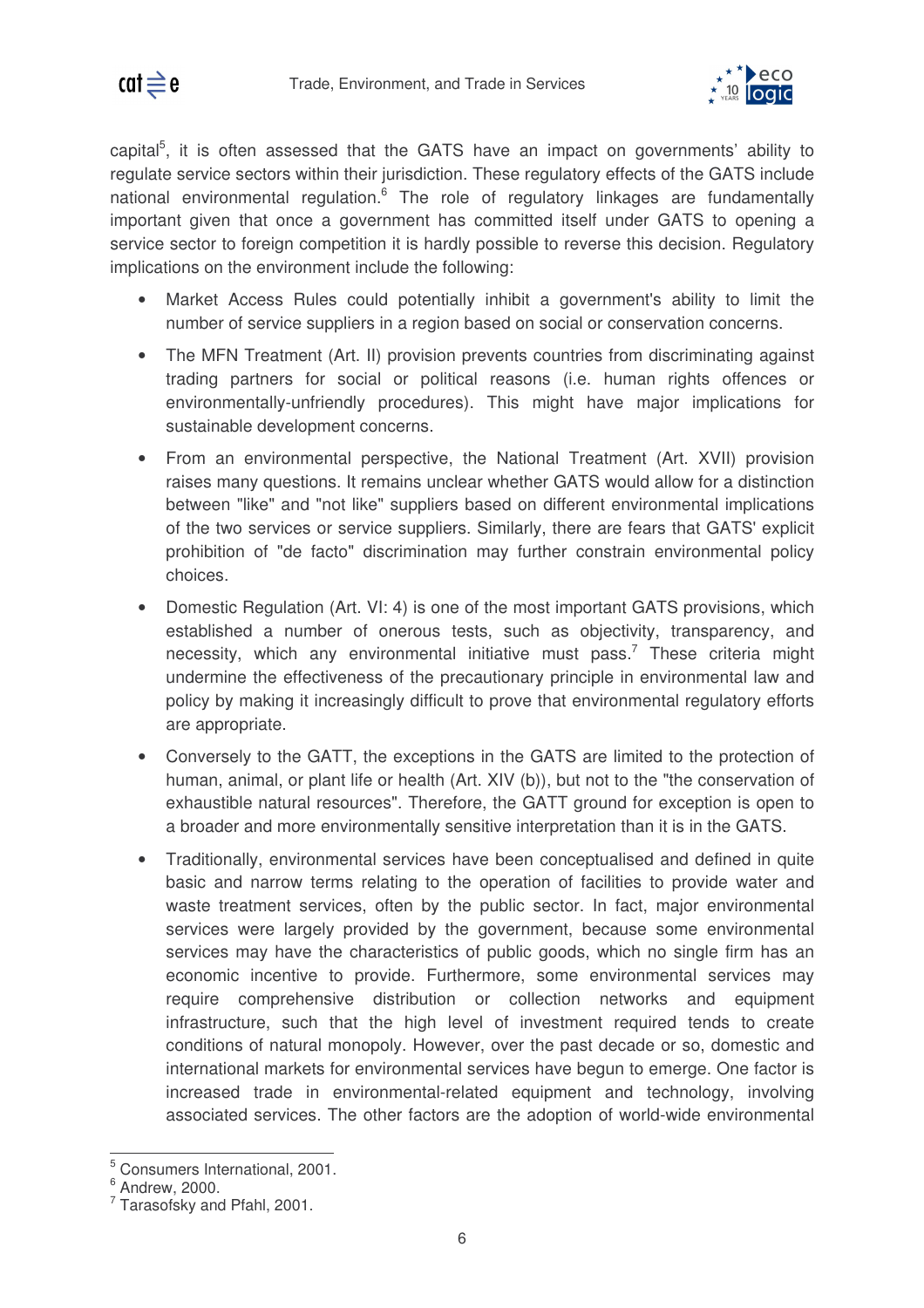capital[5], it is often assessed that the GATS have an impact on governments' ability to regulate service sectors within their jurisdiction. These regulatory effects of the GATS include national environmental regulation.[6] The role of regulatory linkages are fundamentally important given that once a government has committed itself under GATS to opening a service sector to foreign competition it is hardly possible to reverse this decision. Regulatory implications on the environment include the following:

- Market Access Rules could potentially inhibit a government's ability to limit the number of service suppliers in a region based on social or conservation concerns.
- The MFN Treatment (Art. II) provision prevents countries from discriminating against trading partners for social or political reasons (i.e. human rights offences or environmentally-unfriendly procedures). This might have major implications for sustainable development concerns.
- From an environmental perspective, the National Treatment (Art. XVII) provision raises many questions. It remains unclear whether GATS would allow for a distinction between "like" and "not like" suppliers based on different environmental implications of the two services or service suppliers. Similarly, there are fears that GATS' explicit prohibition of "de facto" discrimination may further constrain environmental policy choices.
- Domestic Regulation (Art. VI: 4) is one of the most important GATS provisions, which established a number of onerous tests, such as objectivity, transparency, and necessity, which any environmental initiative must pass.[7] These criteria might undermine the effectiveness of the precautionary principle in environmental law and policy by making it increasingly difficult to prove that environmental regulatory efforts are appropriate.
- Conversely to the GATT, the exceptions in the GATS are limited to the protection of human, animal, or plant life or health (Art. XIV (b)), but not to the "the conservation of exhaustible natural resources". Therefore, the GATT ground for exception is open to a broader and more environmentally sensitive interpretation than it is in the GATS.
- Traditionally, environmental services have been conceptualised and defined in quite basic and narrow terms relating to the operation of facilities to provide water and waste treatment services, often by the public sector. In fact, major environmental services were largely provided by the government, because some environmental services may have the characteristics of public goods, which no single firm has an economic incentive to provide. Furthermore, some environmental services may require comprehensive distribution or collection networks and equipment infrastructure, such that the high level of investment required tends to create conditions of natural monopoly. However, over the past decade or so, domestic and international markets for environmental services have begun to emerge. One factor is increased trade in environmental-related equipment and technology, involving associated services. The other factors are the adoption of world-wide environmental

---

[5] Consumers International, 2001.

[6] Andrew, 2000.

[7] Tarasofsky and Pfahl, 2001.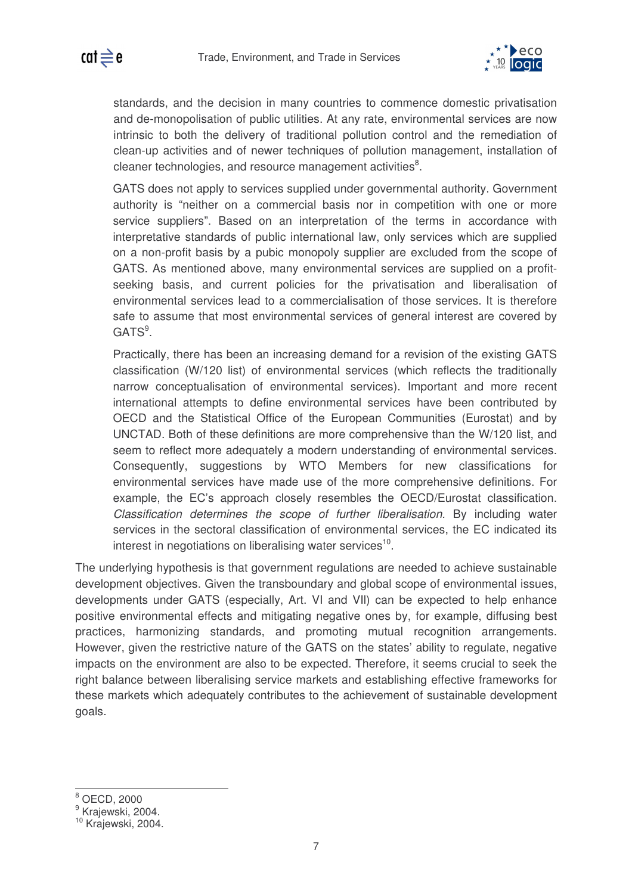standards, and the decision in many countries to commence domestic privatisation and de-monopolisation of public utilities. At any rate, environmental services are now intrinsic to both the delivery of traditional pollution control and the remediation of clean-up activities and of newer techniques of pollution management, installation of cleaner technologies, and resource management activities[8].

GATS does not apply to services supplied under governmental authority. Government authority is "neither on a commercial basis nor in competition with one or more service suppliers". Based on an interpretation of the terms in accordance with interpretative standards of public international law, only services which are supplied on a non-profit basis by a pubic monopoly supplier are excluded from the scope of GATS. As mentioned above, many environmental services are supplied on a profit-seeking basis, and current policies for the privatisation and liberalisation of environmental services lead to a commercialisation of those services. It is therefore safe to assume that most environmental services of general interest are covered by GATS[9].

Practically, there has been an increasing demand for a revision of the existing GATS classification (W/120 list) of environmental services (which reflects the traditionally narrow conceptualisation of environmental services). Important and more recent international attempts to define environmental services have been contributed by OECD and the Statistical Office of the European Communities (Eurostat) and by UNCTAD. Both of these definitions are more comprehensive than the W/120 list, and seem to reflect more adequately a modern understanding of environmental services. Consequently, suggestions by WTO Members for new classifications for environmental services have made use of the more comprehensive definitions. For example, the EC's approach closely resembles the OECD/Eurostat classification. *Classification determines the scope of further liberalisation.* By including water services in the sectoral classification of environmental services, the EC indicated its interest in negotiations on liberalising water services[10].

The underlying hypothesis is that government regulations are needed to achieve sustainable development objectives. Given the transboundary and global scope of environmental issues, developments under GATS (especially, Art. VI and VII) can be expected to help enhance positive environmental effects and mitigating negative ones by, for example, diffusing best practices, harmonizing standards, and promoting mutual recognition arrangements. However, given the restrictive nature of the GATS on the states' ability to regulate, negative impacts on the environment are also to be expected. Therefore, it seems crucial to seek the right balance between liberalising service markets and establishing effective frameworks for these markets which adequately contributes to the achievement of sustainable development goals.

---

[8] OECD, 2000

[9] Krajewski, 2004.

[10] Krajewski, 2004.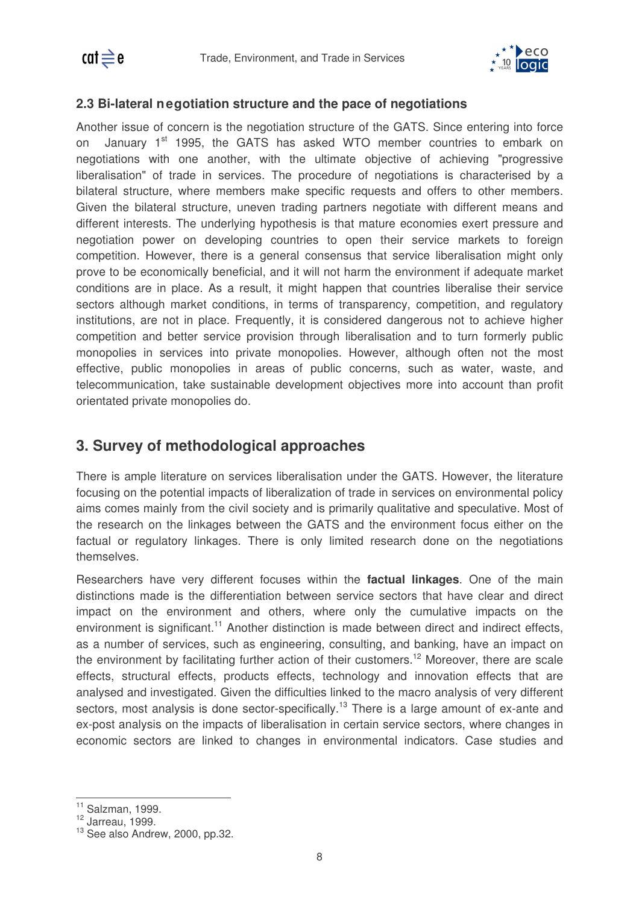### 2.3 Bi-lateral negotiation structure and the pace of negotiations

Another issue of concern is the negotiation structure of the GATS. Since entering into force on January 1st 1995, the GATS has asked WTO member countries to embark on negotiations with one another, with the ultimate objective of achieving "progressive liberalisation" of trade in services. The procedure of negotiations is characterised by a bilateral structure, where members make specific requests and offers to other members. Given the bilateral structure, uneven trading partners negotiate with different means and different interests. The underlying hypothesis is that mature economies exert pressure and negotiation power on developing countries to open their service markets to foreign competition. However, there is a general consensus that service liberalisation might only prove to be economically beneficial, and it will not harm the environment if adequate market conditions are in place. As a result, it might happen that countries liberalise their service sectors although market conditions, in terms of transparency, competition, and regulatory institutions, are not in place. Frequently, it is considered dangerous not to achieve higher competition and better service provision through liberalisation and to turn formerly public monopolies in services into private monopolies. However, although often not the most effective, public monopolies in areas of public concerns, such as water, waste, and telecommunication, take sustainable development objectives more into account than profit orientated private monopolies do.

## 3. Survey of methodological approaches

There is ample literature on services liberalisation under the GATS. However, the literature focusing on the potential impacts of liberalization of trade in services on environmental policy aims comes mainly from the civil society and is primarily qualitative and speculative. Most of the research on the linkages between the GATS and the environment focus either on the factual or regulatory linkages. There is only limited research done on the negotiations themselves.

Researchers have very different focuses within the **factual linkages**. One of the main distinctions made is the differentiation between service sectors that have clear and direct impact on the environment and others, where only the cumulative impacts on the environment is significant.[11] Another distinction is made between direct and indirect effects, as a number of services, such as engineering, consulting, and banking, have an impact on the environment by facilitating further action of their customers.[12] Moreover, there are scale effects, structural effects, products effects, technology and innovation effects that are analysed and investigated. Given the difficulties linked to the macro analysis of very different sectors, most analysis is done sector-specifically.[13] There is a large amount of ex-ante and ex-post analysis on the impacts of liberalisation in certain service sectors, where changes in economic sectors are linked to changes in environmental indicators. Case studies and

---

[11] Salzman, 1999.

[12] Jarreau, 1999.

[13] See also Andrew, 2000, pp.32.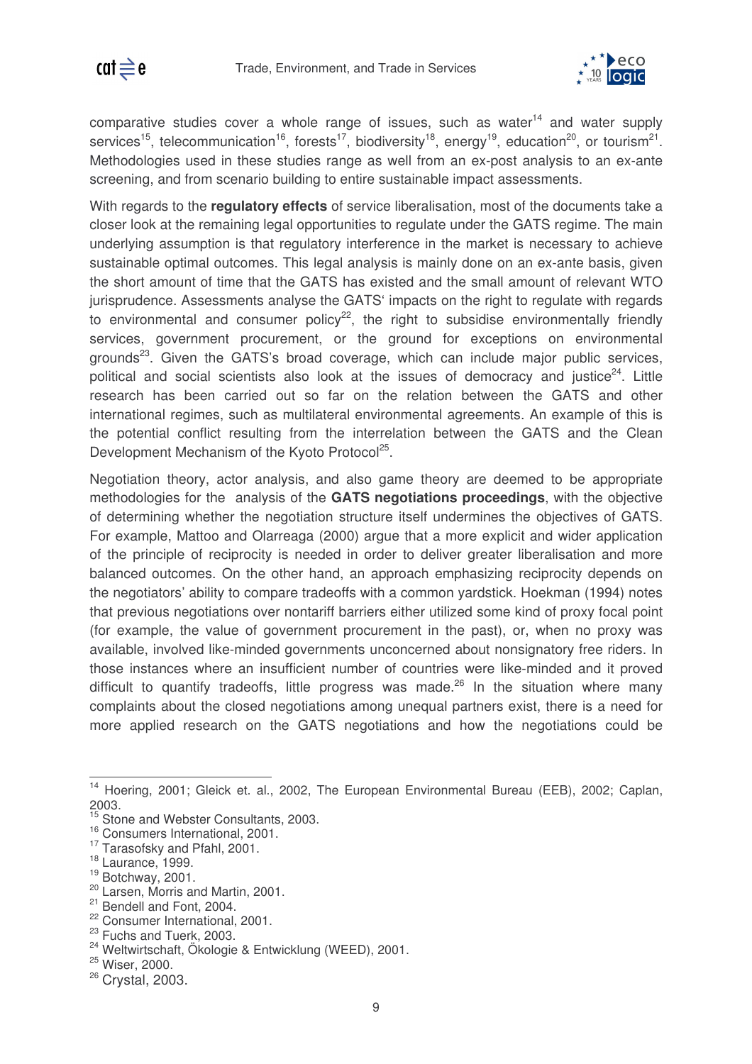comparative studies cover a whole range of issues, such as water[14] and water supply services[15], telecommunication[16], forests[17], biodiversity[18], energy[19], education[20], or tourism[21]. Methodologies used in these studies range as well from an ex-post analysis to an ex-ante screening, and from scenario building to entire sustainable impact assessments.

With regards to the **regulatory effects** of service liberalisation, most of the documents take a closer look at the remaining legal opportunities to regulate under the GATS regime. The main underlying assumption is that regulatory interference in the market is necessary to achieve sustainable optimal outcomes. This legal analysis is mainly done on an ex-ante basis, given the short amount of time that the GATS has existed and the small amount of relevant WTO jurisprudence. Assessments analyse the GATS' impacts on the right to regulate with regards to environmental and consumer policy[22], the right to subsidise environmentally friendly services, government procurement, or the ground for exceptions on environmental grounds[23]. Given the GATS's broad coverage, which can include major public services, political and social scientists also look at the issues of democracy and justice[24]. Little research has been carried out so far on the relation between the GATS and other international regimes, such as multilateral environmental agreements. An example of this is the potential conflict resulting from the interrelation between the GATS and the Clean Development Mechanism of the Kyoto Protocol[25].

Negotiation theory, actor analysis, and also game theory are deemed to be appropriate methodologies for the analysis of the **GATS negotiations proceedings**, with the objective of determining whether the negotiation structure itself undermines the objectives of GATS. For example, Mattoo and Olarreaga (2000) argue that a more explicit and wider application of the principle of reciprocity is needed in order to deliver greater liberalisation and more balanced outcomes. On the other hand, an approach emphasizing reciprocity depends on the negotiators' ability to compare tradeoffs with a common yardstick. Hoekman (1994) notes that previous negotiations over nontariff barriers either utilized some kind of proxy focal point (for example, the value of government procurement in the past), or, when no proxy was available, involved like-minded governments unconcerned about nonsignatory free riders. In those instances where an insufficient number of countries were like-minded and it proved difficult to quantify tradeoffs, little progress was made.[26] In the situation where many complaints about the closed negotiations among unequal partners exist, there is a need for more applied research on the GATS negotiations and how the negotiations could be

---

[14] Hoering, 2001; Gleick et. al., 2002, The European Environmental Bureau (EEB), 2002; Caplan, 2003.

[15] Stone and Webster Consultants, 2003.

[16] Consumers International, 2001.

[17] Tarasofsky and Pfahl, 2001.

[18] Laurance, 1999.

[19] Botchway, 2001.

[20] Larsen, Morris and Martin, 2001.

[21] Bendell and Font, 2004.

[22] Consumer International, 2001.

[23] Fuchs and Tuerk, 2003.

[24] Weltwirtschaft, Ökologie & Entwicklung (WEED), 2001.

[25] Wiser, 2000.

[26] Crystal, 2003.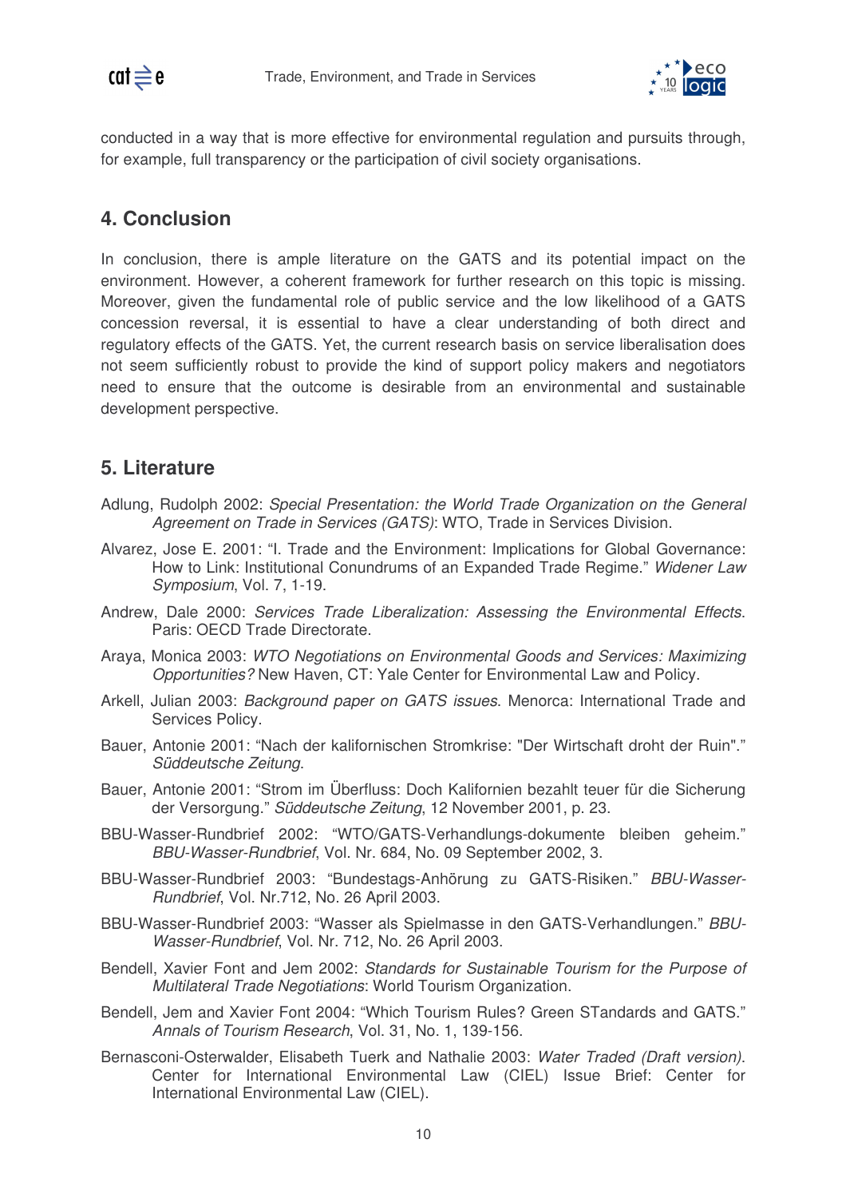conducted in a way that is more effective for environmental regulation and pursuits through, for example, full transparency or the participation of civil society organisations.

## 4. Conclusion

In conclusion, there is ample literature on the GATS and its potential impact on the environment. However, a coherent framework for further research on this topic is missing. Moreover, given the fundamental role of public service and the low likelihood of a GATS concession reversal, it is essential to have a clear understanding of both direct and regulatory effects of the GATS. Yet, the current research basis on service liberalisation does not seem sufficiently robust to provide the kind of support policy makers and negotiators need to ensure that the outcome is desirable from an environmental and sustainable development perspective.

## 5. Literature

Adlung, Rudolph 2002: *Special Presentation: the World Trade Organization on the General Agreement on Trade in Services (GATS)*: WTO, Trade in Services Division.

Alvarez, Jose E. 2001: "I. Trade and the Environment: Implications for Global Governance: How to Link: Institutional Conundrums of an Expanded Trade Regime." *Widener Law Symposium*, Vol. 7, 1-19.

Andrew, Dale 2000: *Services Trade Liberalization: Assessing the Environmental Effects*. Paris: OECD Trade Directorate.

Araya, Monica 2003: *WTO Negotiations on Environmental Goods and Services: Maximizing Opportunities?* New Haven, CT: Yale Center for Environmental Law and Policy.

Arkell, Julian 2003: *Background paper on GATS issues*. Menorca: International Trade and Services Policy.

Bauer, Antonie 2001: "Nach der kalifornischen Stromkrise: "Der Wirtschaft droht der Ruin"." *Süddeutsche Zeitung*.

Bauer, Antonie 2001: "Strom im Überfluss: Doch Kalifornien bezahlt teuer für die Sicherung der Versorgung." *Süddeutsche Zeitung*, 12 November 2001, p. 23.

BBU-Wasser-Rundbrief 2002: "WTO/GATS-Verhandlungs-dokumente bleiben geheim." *BBU-Wasser-Rundbrief*, Vol. Nr. 684, No. 09 September 2002, 3.

BBU-Wasser-Rundbrief 2003: "Bundestags-Anhörung zu GATS-Risiken." *BBU-Wasser-Rundbrief*, Vol. Nr.712, No. 26 April 2003.

BBU-Wasser-Rundbrief 2003: "Wasser als Spielmasse in den GATS-Verhandlungen." *BBU-Wasser-Rundbrief*, Vol. Nr. 712, No. 26 April 2003.

Bendell, Xavier Font and Jem 2002: *Standards for Sustainable Tourism for the Purpose of Multilateral Trade Negotiations*: World Tourism Organization.

Bendell, Jem and Xavier Font 2004: "Which Tourism Rules? Green STandards and GATS." *Annals of Tourism Research*, Vol. 31, No. 1, 139-156.

Bernasconi-Osterwalder, Elisabeth Tuerk and Nathalie 2003: *Water Traded (Draft version)*. Center for International Environmental Law (CIEL) Issue Brief: Center for International Environmental Law (CIEL).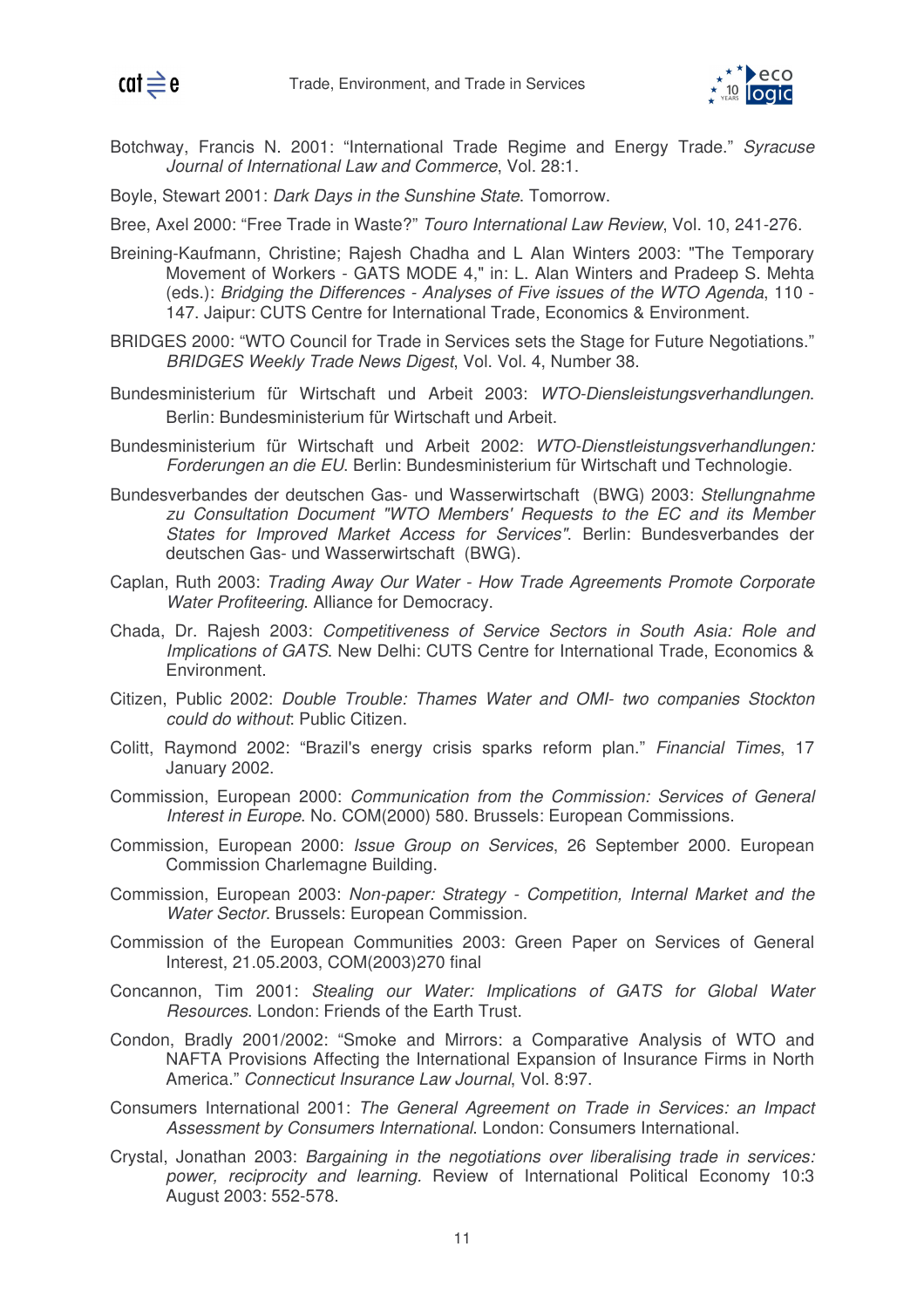Botchway, Francis N. 2001: "International Trade Regime and Energy Trade." *Syracuse Journal of International Law and Commerce*, Vol. 28:1.

Boyle, Stewart 2001: *Dark Days in the Sunshine State*. Tomorrow.

Bree, Axel 2000: "Free Trade in Waste?" *Touro International Law Review*, Vol. 10, 241-276.

Breining-Kaufmann, Christine; Rajesh Chadha and L Alan Winters 2003: "The Temporary Movement of Workers - GATS MODE 4," in: L. Alan Winters and Pradeep S. Mehta (eds.): *Bridging the Differences - Analyses of Five issues of the WTO Agenda*, 110 - 147. Jaipur: CUTS Centre for International Trade, Economics & Environment.

BRIDGES 2000: "WTO Council for Trade in Services sets the Stage for Future Negotiations." *BRIDGES Weekly Trade News Digest*, Vol. Vol. 4, Number 38.

Bundesministerium für Wirtschaft und Arbeit 2003: *WTO-Diensleistungsverhandlungen*. Berlin: Bundesministerium für Wirtschaft und Arbeit.

Bundesministerium für Wirtschaft und Arbeit 2002: *WTO-Dienstleistungsverhandlungen: Forderungen an die EU*. Berlin: Bundesministerium für Wirtschaft und Technologie.

Bundesverbandes der deutschen Gas- und Wasserwirtschaft (BWG) 2003: *Stellungnahme zu Consultation Document "WTO Members' Requests to the EC and its Member States for Improved Market Access for Services"*. Berlin: Bundesverbandes der deutschen Gas- und Wasserwirtschaft (BWG).

Caplan, Ruth 2003: *Trading Away Our Water - How Trade Agreements Promote Corporate Water Profiteering*. Alliance for Democracy.

Chada, Dr. Rajesh 2003: *Competitiveness of Service Sectors in South Asia: Role and Implications of GATS*. New Delhi: CUTS Centre for International Trade, Economics & Environment.

Citizen, Public 2002: *Double Trouble: Thames Water and OMI- two companies Stockton could do without*: Public Citizen.

Colitt, Raymond 2002: "Brazil's energy crisis sparks reform plan." *Financial Times*, 17 January 2002.

Commission, European 2000: *Communication from the Commission: Services of General Interest in Europe*. No. COM(2000) 580. Brussels: European Commissions.

Commission, European 2000: *Issue Group on Services*, 26 September 2000. European Commission Charlemagne Building.

Commission, European 2003: *Non-paper: Strategy - Competition, Internal Market and the Water Sector*. Brussels: European Commission.

Commission of the European Communities 2003: Green Paper on Services of General Interest, 21.05.2003, COM(2003)270 final

Concannon, Tim 2001: *Stealing our Water: Implications of GATS for Global Water Resources*. London: Friends of the Earth Trust.

Condon, Bradly 2001/2002: "Smoke and Mirrors: a Comparative Analysis of WTO and NAFTA Provisions Affecting the International Expansion of Insurance Firms in North America." *Connecticut Insurance Law Journal*, Vol. 8:97.

Consumers International 2001: *The General Agreement on Trade in Services: an Impact Assessment by Consumers International*. London: Consumers International.

Crystal, Jonathan 2003: *Bargaining in the negotiations over liberalising trade in services: power, reciprocity and learning*. Review of International Political Economy 10:3 August 2003: 552-578.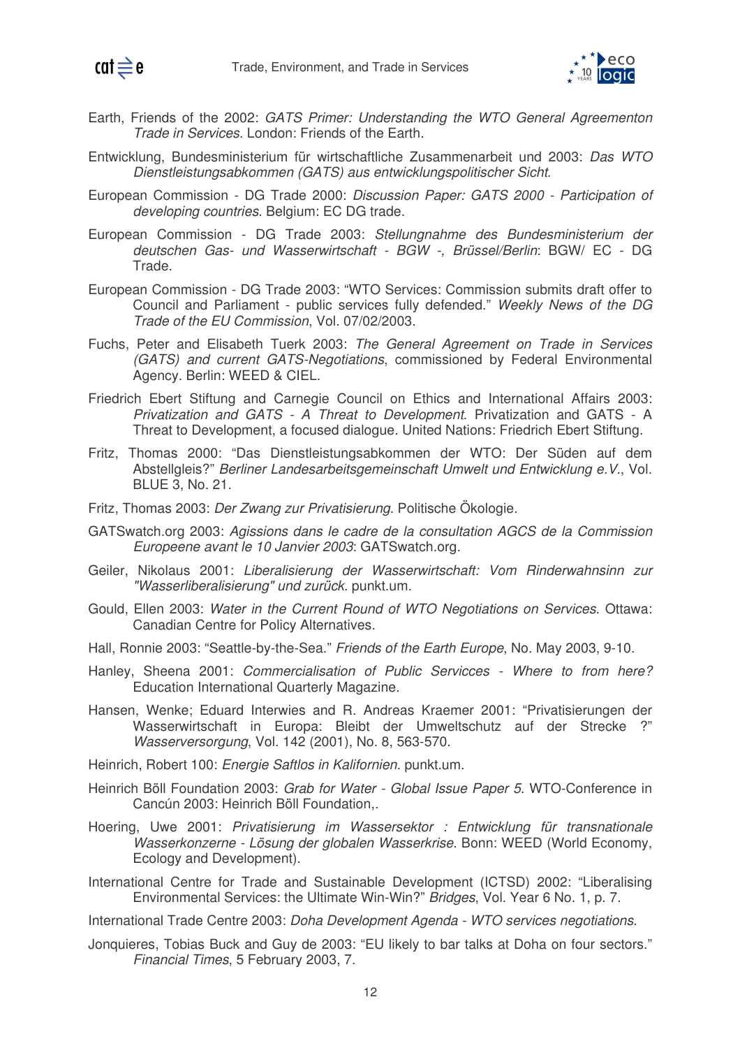Earth, Friends of the 2002: *GATS Primer: Understanding the WTO General Agreementon Trade in Services*. London: Friends of the Earth.

Entwicklung, Bundesministerium für wirtschaftliche Zusammenarbeit und 2003: *Das WTO Dienstleistungsabkommen (GATS) aus entwicklungspolitischer Sicht*.

European Commission - DG Trade 2000: *Discussion Paper: GATS 2000 - Participation of developing countries*. Belgium: EC DG trade.

European Commission - DG Trade 2003: *Stellungnahme des Bundesministerium der deutschen Gas- und Wasserwirtschaft - BGW -, Brüssel/Berlin*: BGW/ EC - DG Trade.

European Commission - DG Trade 2003: "WTO Services: Commission submits draft offer to Council and Parliament - public services fully defended." *Weekly News of the DG Trade of the EU Commission*, Vol. 07/02/2003.

Fuchs, Peter and Elisabeth Tuerk 2003: *The General Agreement on Trade in Services (GATS) and current GATS-Negotiations*, commissioned by Federal Environmental Agency. Berlin: WEED & CIEL.

Friedrich Ebert Stiftung and Carnegie Council on Ethics and International Affairs 2003: *Privatization and GATS - A Threat to Development*. Privatization and GATS - A Threat to Development, a focused dialogue. United Nations: Friedrich Ebert Stiftung.

Fritz, Thomas 2000: "Das Dienstleistungsabkommen der WTO: Der Süden auf dem Abstellgleis?" *Berliner Landesarbeitsgemeinschaft Umwelt und Entwicklung e.V.*, Vol. BLUE 3, No. 21.

Fritz, Thomas 2003: *Der Zwang zur Privatisierung*. Politische Ökologie.

GATSwatch.org 2003: *Agissions dans le cadre de la consultation AGCS de la Commission Europeene avant le 10 Janvier 2003*: GATSwatch.org.

Geiler, Nikolaus 2001: *Liberalisierung der Wasserwirtschaft: Vom Rinderwahnsinn zur "Wasserliberalisierung" und zurück*. punkt.um.

Gould, Ellen 2003: *Water in the Current Round of WTO Negotiations on Services*. Ottawa: Canadian Centre for Policy Alternatives.

Hall, Ronnie 2003: "Seattle-by-the-Sea." *Friends of the Earth Europe*, No. May 2003, 9-10.

Hanley, Sheena 2001: *Commercialisation of Public Servicces - Where to from here?* Education International Quarterly Magazine.

Hansen, Wenke; Eduard Interwies and R. Andreas Kraemer 2001: "Privatisierungen der Wasserwirtschaft in Europa: Bleibt der Umweltschutz auf der Strecke ?" *Wasserversorgung*, Vol. 142 (2001), No. 8, 563-570.

Heinrich, Robert 100: *Energie Saftlos in Kalifornien*. punkt.um.

Heinrich Böll Foundation 2003: *Grab for Water - Global Issue Paper 5*. WTO-Conference in Cancún 2003: Heinrich Böll Foundation,.

Hoering, Uwe 2001: *Privatisierung im Wassersektor : Entwicklung für transnationale Wasserkonzerne - Lösung der globalen Wasserkrise*. Bonn: WEED (World Economy, Ecology and Development).

International Centre for Trade and Sustainable Development (ICTSD) 2002: "Liberalising Environmental Services: the Ultimate Win-Win?" *Bridges*, Vol. Year 6 No. 1, p. 7.

International Trade Centre 2003: *Doha Development Agenda - WTO services negotiations*.

Jonquieres, Tobias Buck and Guy de 2003: "EU likely to bar talks at Doha on four sectors." *Financial Times*, 5 February 2003, 7.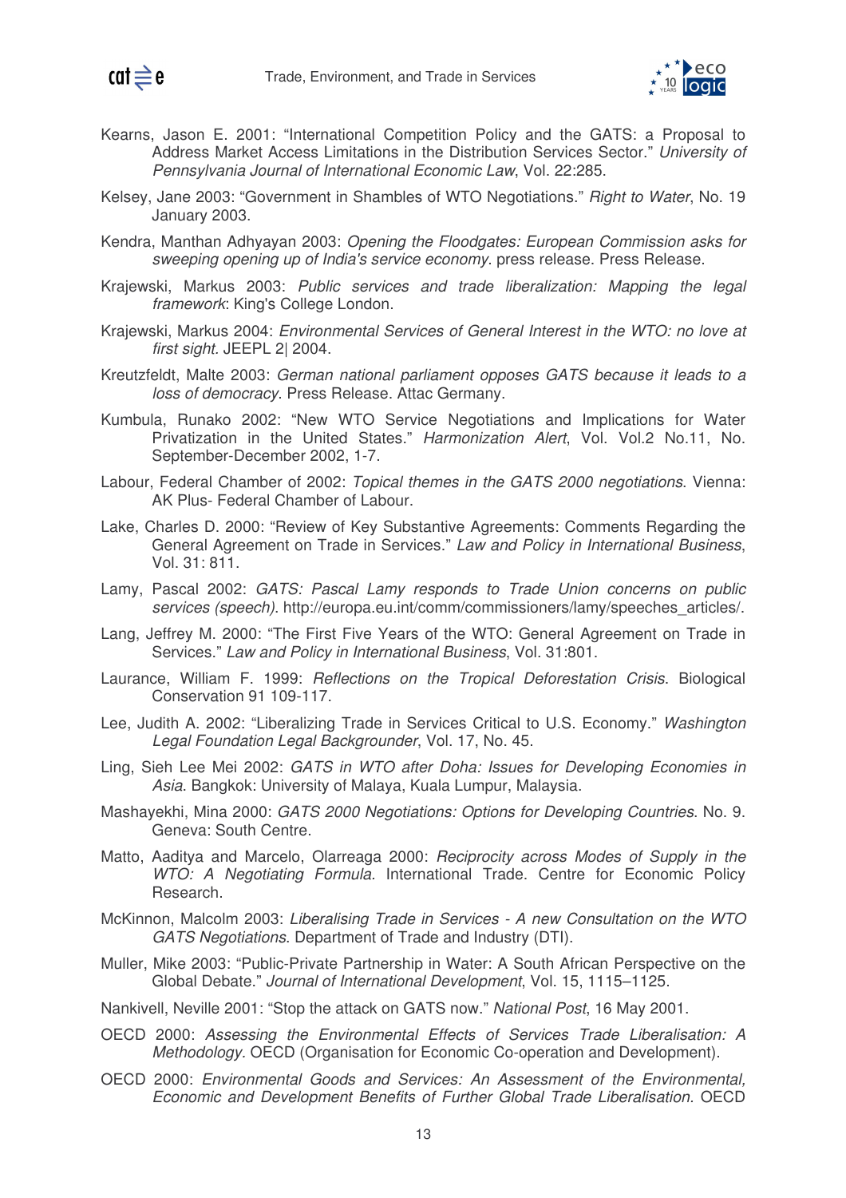Kearns, Jason E. 2001: "International Competition Policy and the GATS: a Proposal to Address Market Access Limitations in the Distribution Services Sector." *University of Pennsylvania Journal of International Economic Law*, Vol. 22:285.

Kelsey, Jane 2003: "Government in Shambles of WTO Negotiations." *Right to Water*, No. 19 January 2003.

Kendra, Manthan Adhyayan 2003: *Opening the Floodgates: European Commission asks for sweeping opening up of India's service economy*. press release. Press Release.

Krajewski, Markus 2003: *Public services and trade liberalization: Mapping the legal framework*: King's College London.

Krajewski, Markus 2004: *Environmental Services of General Interest in the WTO: no love at first sight.* JEEPL 2| 2004.

Kreutzfeldt, Malte 2003: *German national parliament opposes GATS because it leads to a loss of democracy*. Press Release. Attac Germany.

Kumbula, Runako 2002: "New WTO Service Negotiations and Implications for Water Privatization in the United States." *Harmonization Alert*, Vol. Vol.2 No.11, No. September-December 2002, 1-7.

Labour, Federal Chamber of 2002: *Topical themes in the GATS 2000 negotiations*. Vienna: AK Plus- Federal Chamber of Labour.

Lake, Charles D. 2000: "Review of Key Substantive Agreements: Comments Regarding the General Agreement on Trade in Services." *Law and Policy in International Business*, Vol. 31: 811.

Lamy, Pascal 2002: *GATS: Pascal Lamy responds to Trade Union concerns on public services (speech)*. http://europa.eu.int/comm/commissioners/lamy/speeches_articles/.

Lang, Jeffrey M. 2000: "The First Five Years of the WTO: General Agreement on Trade in Services." *Law and Policy in International Business*, Vol. 31:801.

Laurance, William F. 1999: *Reflections on the Tropical Deforestation Crisis*. Biological Conservation 91 109-117.

Lee, Judith A. 2002: "Liberalizing Trade in Services Critical to U.S. Economy." *Washington Legal Foundation Legal Backgrounder*, Vol. 17, No. 45.

Ling, Sieh Lee Mei 2002: *GATS in WTO after Doha: Issues for Developing Economies in Asia*. Bangkok: University of Malaya, Kuala Lumpur, Malaysia.

Mashayekhi, Mina 2000: *GATS 2000 Negotiations: Options for Developing Countries*. No. 9. Geneva: South Centre.

Matto, Aaditya and Marcelo, Olarreaga 2000: *Reciprocity across Modes of Supply in the WTO: A Negotiating Formula*. International Trade. Centre for Economic Policy Research.

McKinnon, Malcolm 2003: *Liberalising Trade in Services - A new Consultation on the WTO GATS Negotiations*. Department of Trade and Industry (DTI).

Muller, Mike 2003: "Public-Private Partnership in Water: A South African Perspective on the Global Debate." *Journal of International Development*, Vol. 15, 1115–1125.

Nankivell, Neville 2001: "Stop the attack on GATS now." *National Post*, 16 May 2001.

OECD 2000: *Assessing the Environmental Effects of Services Trade Liberalisation: A Methodology.* OECD (Organisation for Economic Co-operation and Development).

OECD 2000: *Environmental Goods and Services: An Assessment of the Environmental, Economic and Development Benefits of Further Global Trade Liberalisation*. OECD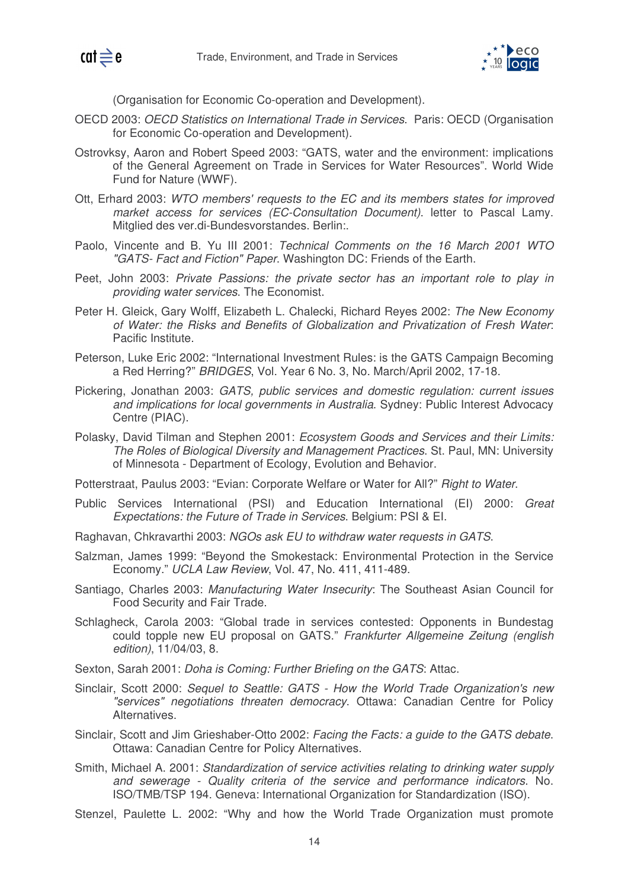(Organisation for Economic Co-operation and Development).

OECD 2003: *OECD Statistics on International Trade in Services*. Paris: OECD (Organisation for Economic Co-operation and Development).

Ostrovksy, Aaron and Robert Speed 2003: "GATS, water and the environment: implications of the General Agreement on Trade in Services for Water Resources". World Wide Fund for Nature (WWF).

Ott, Erhard 2003: *WTO members' requests to the EC and its members states for improved market access for services (EC-Consultation Document)*. letter to Pascal Lamy. Mitglied des ver.di-Bundesvorstandes. Berlin:.

Paolo, Vincente and B. Yu III 2001: *Technical Comments on the 16 March 2001 WTO "GATS- Fact and Fiction" Paper*. Washington DC: Friends of the Earth.

Peet, John 2003: *Private Passions: the private sector has an important role to play in providing water services*. The Economist.

Peter H. Gleick, Gary Wolff, Elizabeth L. Chalecki, Richard Reyes 2002: *The New Economy of Water: the Risks and Benefits of Globalization and Privatization of Fresh Water*: Pacific Institute.

Peterson, Luke Eric 2002: "International Investment Rules: is the GATS Campaign Becoming a Red Herring?" *BRIDGES*, Vol. Year 6 No. 3, No. March/April 2002, 17-18.

Pickering, Jonathan 2003: *GATS, public services and domestic regulation: current issues and implications for local governments in Australia*. Sydney: Public Interest Advocacy Centre (PIAC).

Polasky, David Tilman and Stephen 2001: *Ecosystem Goods and Services and their Limits: The Roles of Biological Diversity and Management Practices*. St. Paul, MN: University of Minnesota - Department of Ecology, Evolution and Behavior.

Potterstraat, Paulus 2003: "Evian: Corporate Welfare or Water for All?" *Right to Water*.

Public Services International (PSI) and Education International (EI) 2000: *Great Expectations: the Future of Trade in Services*. Belgium: PSI & EI.

Raghavan, Chkravarthi 2003: *NGOs ask EU to withdraw water requests in GATS*.

Salzman, James 1999: "Beyond the Smokestack: Environmental Protection in the Service Economy." *UCLA Law Review*, Vol. 47, No. 411, 411-489.

Santiago, Charles 2003: *Manufacturing Water Insecurity*: The Southeast Asian Council for Food Security and Fair Trade.

Schlagheck, Carola 2003: "Global trade in services contested: Opponents in Bundestag could topple new EU proposal on GATS." *Frankfurter Allgemeine Zeitung (english edition)*, 11/04/03, 8.

Sexton, Sarah 2001: *Doha is Coming: Further Briefing on the GATS*: Attac.

Sinclair, Scott 2000: *Sequel to Seattle: GATS - How the World Trade Organization's new "services" negotiations threaten democracy*. Ottawa: Canadian Centre for Policy Alternatives.

Sinclair, Scott and Jim Grieshaber-Otto 2002: *Facing the Facts: a guide to the GATS debate*. Ottawa: Canadian Centre for Policy Alternatives.

Smith, Michael A. 2001: *Standardization of service activities relating to drinking water supply and sewerage - Quality criteria of the service and performance indicators*. No. ISO/TMB/TSP 194. Geneva: International Organization for Standardization (ISO).

Stenzel, Paulette L. 2002: "Why and how the World Trade Organization must promote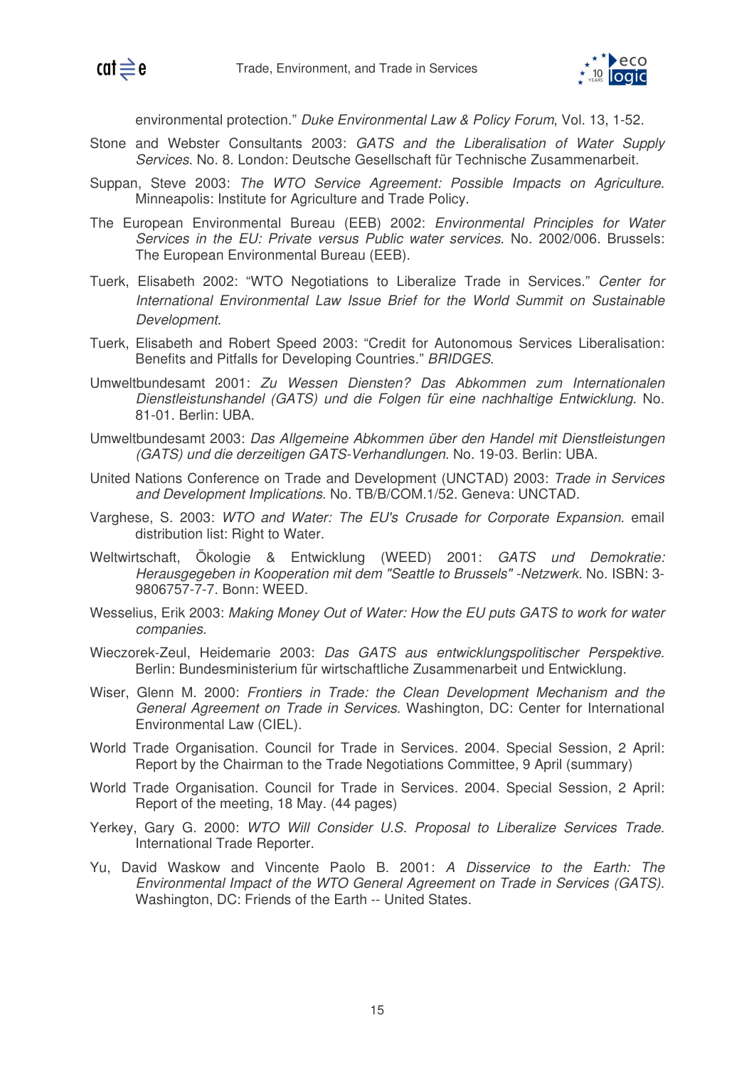environmental protection." *Duke Environmental Law & Policy Forum*, Vol. 13, 1-52.

Stone and Webster Consultants 2003: *GATS and the Liberalisation of Water Supply Services*. No. 8. London: Deutsche Gesellschaft für Technische Zusammenarbeit.

Suppan, Steve 2003: *The WTO Service Agreement: Possible Impacts on Agriculture*. Minneapolis: Institute for Agriculture and Trade Policy.

The European Environmental Bureau (EEB) 2002: *Environmental Principles for Water Services in the EU: Private versus Public water services*. No. 2002/006. Brussels: The European Environmental Bureau (EEB).

Tuerk, Elisabeth 2002: "WTO Negotiations to Liberalize Trade in Services." *Center for International Environmental Law Issue Brief for the World Summit on Sustainable Development*.

Tuerk, Elisabeth and Robert Speed 2003: "Credit for Autonomous Services Liberalisation: Benefits and Pitfalls for Developing Countries." *BRIDGES*.

Umweltbundesamt 2001: *Zu Wessen Diensten? Das Abkommen zum Internationalen Dienstleistunshandel (GATS) und die Folgen für eine nachhaltige Entwicklung*. No. 81-01. Berlin: UBA.

Umweltbundesamt 2003: *Das Allgemeine Abkommen über den Handel mit Dienstleistungen (GATS) und die derzeitigen GATS-Verhandlungen*. No. 19-03. Berlin: UBA.

United Nations Conference on Trade and Development (UNCTAD) 2003: *Trade in Services and Development Implications*. No. TB/B/COM.1/52. Geneva: UNCTAD.

Varghese, S. 2003: *WTO and Water: The EU's Crusade for Corporate Expansion*. email distribution list: Right to Water.

Weltwirtschaft, Ökologie & Entwicklung (WEED) 2001: *GATS und Demokratie: Herausgegeben in Kooperation mit dem "Seattle to Brussels" -Netzwerk*. No. ISBN: 3-9806757-7-7. Bonn: WEED.

Wesselius, Erik 2003: *Making Money Out of Water: How the EU puts GATS to work for water companies*.

Wieczorek-Zeul, Heidemarie 2003: *Das GATS aus entwicklungspolitischer Perspektive*. Berlin: Bundesministerium für wirtschaftliche Zusammenarbeit und Entwicklung.

Wiser, Glenn M. 2000: *Frontiers in Trade: the Clean Development Mechanism and the General Agreement on Trade in Services*. Washington, DC: Center for International Environmental Law (CIEL).

World Trade Organisation. Council for Trade in Services. 2004. Special Session, 2 April: Report by the Chairman to the Trade Negotiations Committee, 9 April (summary)

World Trade Organisation. Council for Trade in Services. 2004. Special Session, 2 April: Report of the meeting, 18 May. (44 pages)

Yerkey, Gary G. 2000: *WTO Will Consider U.S. Proposal to Liberalize Services Trade*. International Trade Reporter.

Yu, David Waskow and Vincente Paolo B. 2001: *A Disservice to the Earth: The Environmental Impact of the WTO General Agreement on Trade in Services (GATS)*. Washington, DC: Friends of the Earth -- United States.